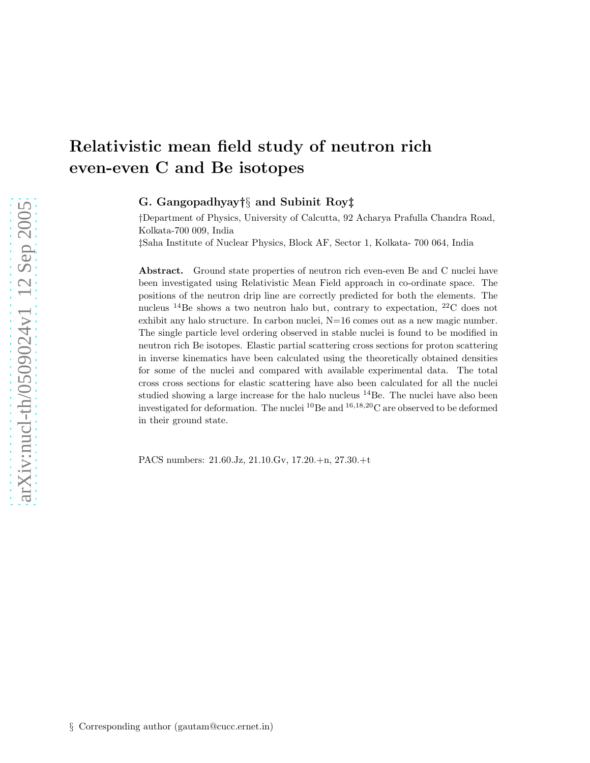# Relativistic mean field study of neutron rich even-even C and Be isotopes

**G. Gangopadhyay†§ and Subinit Roy‡**

†Department of Physics, University of Calcutta, 92 Acharya Prafulla Chandra Road, Kolkata-700 009, India

‡Saha Institute of Nuclear Physics, Block AF, Sector 1, Kolkata- 700 064, India

**Abstract.** Ground state properties of neutron rich even-even Be and C nuclei have been investigated using Relativistic Mean Field approach in co-ordinate space. The positions of the neutron drip line are correctly predicted for both the elements. The nucleus $^{14}$Be shows a two neutron halo but, contrary to expectation, $^{22}$C does not exhibit any halo structure. In carbon nuclei, N=16 comes out as a new magic number. The single particle level ordering observed in stable nuclei is found to be modified in neutron rich Be isotopes. Elastic partial scattering cross sections for proton scattering in inverse kinematics have been calculated using the theoretically obtained densities for some of the nuclei and compared with available experimental data. The total cross cross sections for elastic scattering have also been calculated for all the nuclei studied showing a large increase for the halo nucleus $^{14}$Be. The nuclei have also been investigated for deformation. The nuclei $^{10}$Be and $^{16,18,20}$C are observed to be deformed in their ground state.

PACS numbers: 21.60.Jz, 21.10.Gv, 17.20.+n, 27.30.+t

§ Corresponding author (gautam@cucc.ernet.in)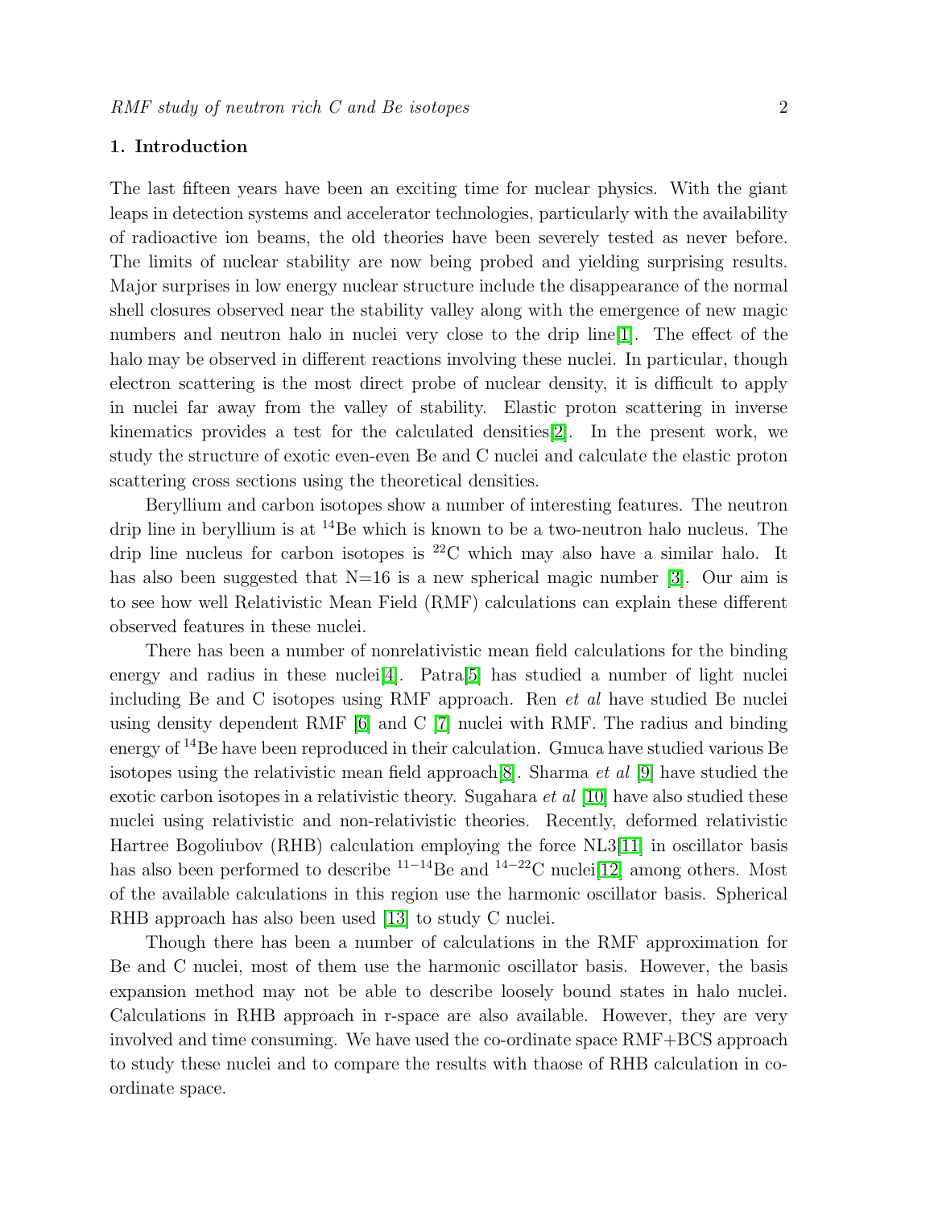## 1. Introduction

The last fifteen years have been an exciting time for nuclear physics. With the giant leaps in detection systems and accelerator technologies, particularly with the availability of radioactive ion beams, the old theories have been severely tested as never before. The limits of nuclear stability are now being probed and yielding surprising results. Major surprises in low energy nuclear structure include the disappearance of the normal shell closures observed near the stability valley along with the emergence of new magic numbers and neutron halo in nuclei very close to the drip line[1]. The effect of the halo may be observed in different reactions involving these nuclei. In particular, though electron scattering is the most direct probe of nuclear density, it is difficult to apply in nuclei far away from the valley of stability. Elastic proton scattering in inverse kinematics provides a test for the calculated densities[2]. In the present work, we study the structure of exotic even-even Be and C nuclei and calculate the elastic proton scattering cross sections using the theoretical densities.

Beryllium and carbon isotopes show a number of interesting features. The neutron drip line in beryllium is at $^{14}$Be which is known to be a two-neutron halo nucleus. The drip line nucleus for carbon isotopes is $^{22}$C which may also have a similar halo. It has also been suggested that N=16 is a new spherical magic number [3]. Our aim is to see how well Relativistic Mean Field (RMF) calculations can explain these different observed features in these nuclei.

There has been a number of nonrelativistic mean field calculations for the binding energy and radius in these nuclei[4]. Patra[5] has studied a number of light nuclei including Be and C isotopes using RMF approach. Ren *et al* have studied Be nuclei using density dependent RMF [6] and C [7] nuclei with RMF. The radius and binding energy of $^{14}$Be have been reproduced in their calculation. Gmuca have studied various Be isotopes using the relativistic mean field approach[8]. Sharma *et al* [9] have studied the exotic carbon isotopes in a relativistic theory. Sugahara *et al* [10] have also studied these nuclei using relativistic and non-relativistic theories. Recently, deformed relativistic Hartree Bogoliubov (RHB) calculation employing the force NL3[11] in oscillator basis has also been performed to describe $^{11-14}$Be and $^{14-22}$C nuclei[12] among others. Most of the available calculations in this region use the harmonic oscillator basis. Spherical RHB approach has also been used [13] to study C nuclei.

Though there has been a number of calculations in the RMF approximation for Be and C nuclei, most of them use the harmonic oscillator basis. However, the basis expansion method may not be able to describe loosely bound states in halo nuclei. Calculations in RHB approach in r-space are also available. However, they are very involved and time consuming. We have used the co-ordinate space RMF+BCS approach to study these nuclei and to compare the results with thaose of RHB calculation in co-ordinate space.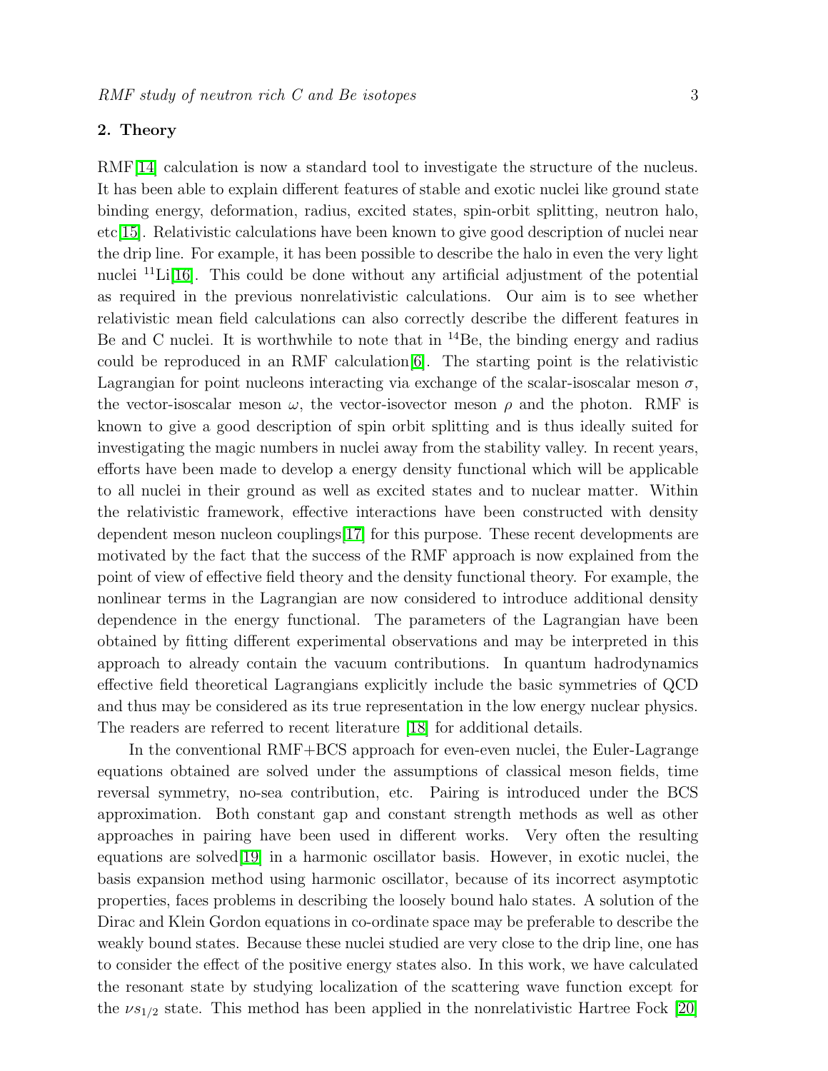## 2. Theory

RMF[14] calculation is now a standard tool to investigate the structure of the nucleus. It has been able to explain different features of stable and exotic nuclei like ground state binding energy, deformation, radius, excited states, spin-orbit splitting, neutron halo, etc[15]. Relativistic calculations have been known to give good description of nuclei near the drip line. For example, it has been possible to describe the halo in even the very light nuclei $^{11}$Li[16]. This could be done without any artificial adjustment of the potential as required in the previous nonrelativistic calculations. Our aim is to see whether relativistic mean field calculations can also correctly describe the different features in Be and C nuclei. It is worthwhile to note that in $^{14}$Be, the binding energy and radius could be reproduced in an RMF calculation[6]. The starting point is the relativistic Lagrangian for point nucleons interacting via exchange of the scalar-isoscalar meson $\sigma$, the vector-isoscalar meson $\omega$, the vector-isovector meson $\rho$ and the photon. RMF is known to give a good description of spin orbit splitting and is thus ideally suited for investigating the magic numbers in nuclei away from the stability valley. In recent years, efforts have been made to develop a energy density functional which will be applicable to all nuclei in their ground as well as excited states and to nuclear matter. Within the relativistic framework, effective interactions have been constructed with density dependent meson nucleon couplings[17] for this purpose. These recent developments are motivated by the fact that the success of the RMF approach is now explained from the point of view of effective field theory and the density functional theory. For example, the nonlinear terms in the Lagrangian are now considered to introduce additional density dependence in the energy functional. The parameters of the Lagrangian have been obtained by fitting different experimental observations and may be interpreted in this approach to already contain the vacuum contributions. In quantum hadrodynamics effective field theoretical Lagrangians explicitly include the basic symmetries of QCD and thus may be considered as its true representation in the low energy nuclear physics. The readers are referred to recent literature [18] for additional details.

In the conventional RMF+BCS approach for even-even nuclei, the Euler-Lagrange equations obtained are solved under the assumptions of classical meson fields, time reversal symmetry, no-sea contribution, etc. Pairing is introduced under the BCS approximation. Both constant gap and constant strength methods as well as other approaches in pairing have been used in different works. Very often the resulting equations are solved[19] in a harmonic oscillator basis. However, in exotic nuclei, the basis expansion method using harmonic oscillator, because of its incorrect asymptotic properties, faces problems in describing the loosely bound halo states. A solution of the Dirac and Klein Gordon equations in co-ordinate space may be preferable to describe the weakly bound states. Because these nuclei studied are very close to the drip line, one has to consider the effect of the positive energy states also. In this work, we have calculated the resonant state by studying localization of the scattering wave function except for the $\nu s_{1/2}$ state. This method has been applied in the nonrelativistic Hartree Fock [20]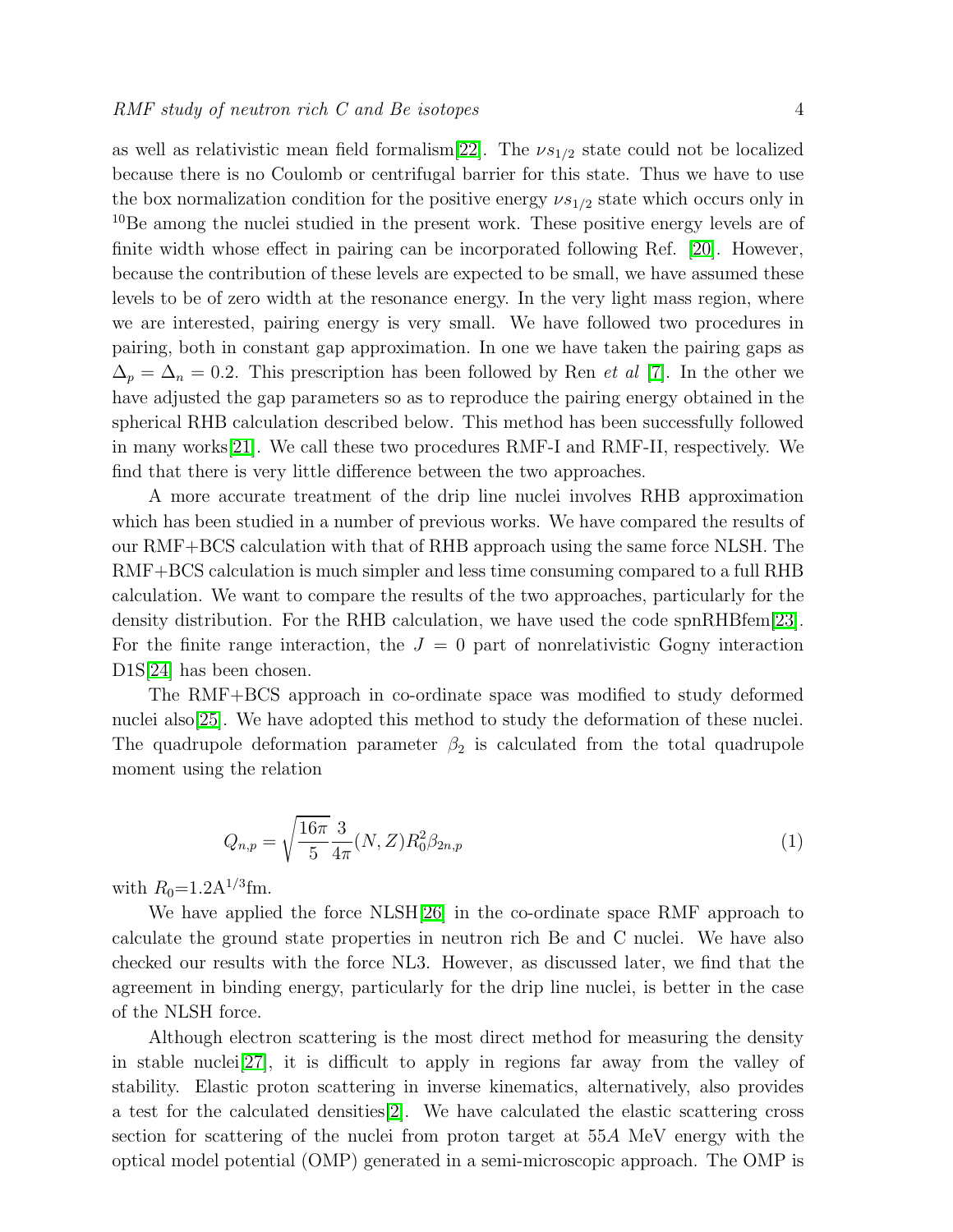as well as relativistic mean field formalism[22]. The $\nu s_{1/2}$ state could not be localized because there is no Coulomb or centrifugal barrier for this state. Thus we have to use the box normalization condition for the positive energy $\nu s_{1/2}$ state which occurs only in $^{10}$Be among the nuclei studied in the present work. These positive energy levels are of finite width whose effect in pairing can be incorporated following Ref. [20]. However, because the contribution of these levels are expected to be small, we have assumed these levels to be of zero width at the resonance energy. In the very light mass region, where we are interested, pairing energy is very small. We have followed two procedures in pairing, both in constant gap approximation. In one we have taken the pairing gaps as $\Delta_p = \Delta_n = 0.2$. This prescription has been followed by Ren *et al* [7]. In the other we have adjusted the gap parameters so as to reproduce the pairing energy obtained in the spherical RHB calculation described below. This method has been successfully followed in many works[21]. We call these two procedures RMF-I and RMF-II, respectively. We find that there is very little difference between the two approaches.

A more accurate treatment of the drip line nuclei involves RHB approximation which has been studied in a number of previous works. We have compared the results of our RMF+BCS calculation with that of RHB approach using the same force NLSH. The RMF+BCS calculation is much simpler and less time consuming compared to a full RHB calculation. We want to compare the results of the two approaches, particularly for the density distribution. For the RHB calculation, we have used the code spnRHBfem[23]. For the finite range interaction, the $J = 0$ part of nonrelativistic Gogny interaction D1S[24] has been chosen.

The RMF+BCS approach in co-ordinate space was modified to study deformed nuclei also[25]. We have adopted this method to study the deformation of these nuclei. The quadrupole deformation parameter $\beta_2$ is calculated from the total quadrupole moment using the relation

$$Q_{n,p} = \sqrt{\frac{16\pi}{5}} \frac{3}{4\pi}(N, Z) R_0^2 \beta_{2n,p} \tag{1}$$

with $R_0$=1.2A$^{1/3}$fm.

We have applied the force NLSH[26] in the co-ordinate space RMF approach to calculate the ground state properties in neutron rich Be and C nuclei. We have also checked our results with the force NL3. However, as discussed later, we find that the agreement in binding energy, particularly for the drip line nuclei, is better in the case of the NLSH force.

Although electron scattering is the most direct method for measuring the density in stable nuclei[27], it is difficult to apply in regions far away from the valley of stability. Elastic proton scattering in inverse kinematics, alternatively, also provides a test for the calculated densities[2]. We have calculated the elastic scattering cross section for scattering of the nuclei from proton target at 55$A$ MeV energy with the optical model potential (OMP) generated in a semi-microscopic approach. The OMP is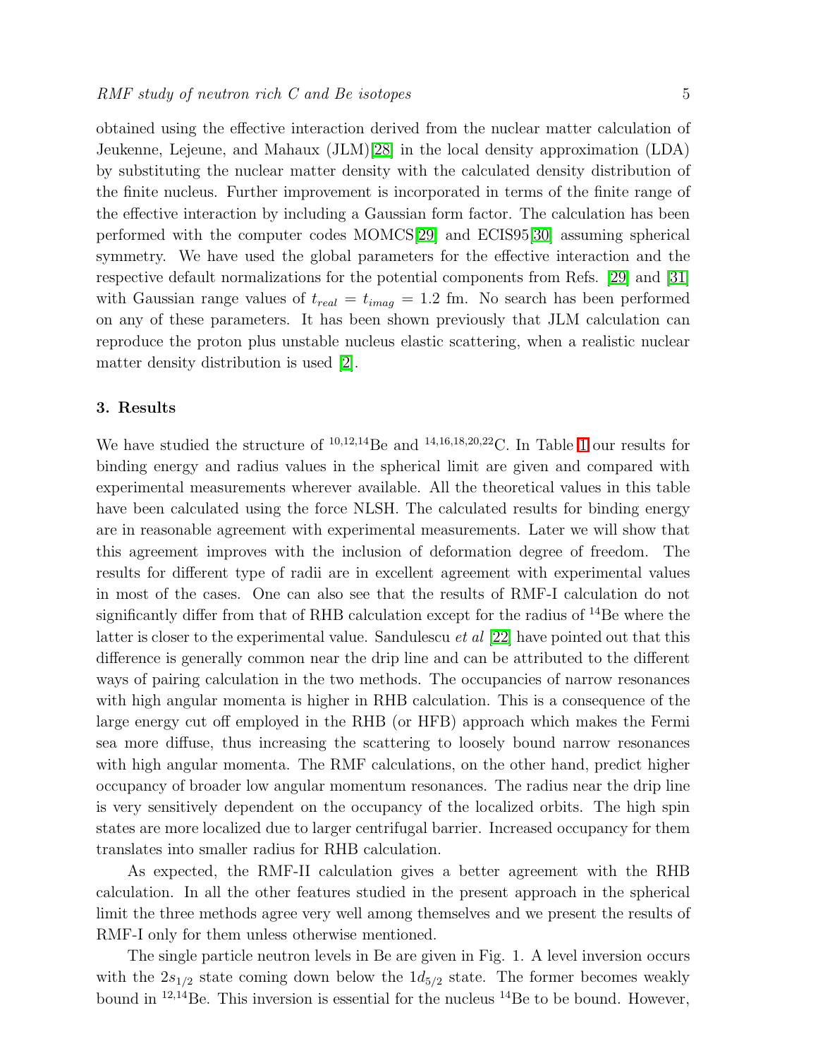obtained using the effective interaction derived from the nuclear matter calculation of Jeukenne, Lejeune, and Mahaux (JLM)[28] in the local density approximation (LDA) by substituting the nuclear matter density with the calculated density distribution of the finite nucleus. Further improvement is incorporated in terms of the finite range of the effective interaction by including a Gaussian form factor. The calculation has been performed with the computer codes MOMCS[29] and ECIS95[30] assuming spherical symmetry. We have used the global parameters for the effective interaction and the respective default normalizations for the potential components from Refs. [29] and [31] with Gaussian range values of $t_{real} = t_{imag} = 1.2$ fm. No search has been performed on any of these parameters. It has been shown previously that JLM calculation can reproduce the proton plus unstable nucleus elastic scattering, when a realistic nuclear matter density distribution is used [2].

## 3. Results

We have studied the structure of $^{10,12,14}$Be and $^{14,16,18,20,22}$C. In Table 1 our results for binding energy and radius values in the spherical limit are given and compared with experimental measurements wherever available. All the theoretical values in this table have been calculated using the force NLSH. The calculated results for binding energy are in reasonable agreement with experimental measurements. Later we will show that this agreement improves with the inclusion of deformation degree of freedom. The results for different type of radii are in excellent agreement with experimental values in most of the cases. One can also see that the results of RMF-I calculation do not significantly differ from that of RHB calculation except for the radius of $^{14}$Be where the latter is closer to the experimental value. Sandulescu *et al* [22] have pointed out that this difference is generally common near the drip line and can be attributed to the different ways of pairing calculation in the two methods. The occupancies of narrow resonances with high angular momenta is higher in RHB calculation. This is a consequence of the large energy cut off employed in the RHB (or HFB) approach which makes the Fermi sea more diffuse, thus increasing the scattering to loosely bound narrow resonances with high angular momenta. The RMF calculations, on the other hand, predict higher occupancy of broader low angular momentum resonances. The radius near the drip line is very sensitively dependent on the occupancy of the localized orbits. The high spin states are more localized due to larger centrifugal barrier. Increased occupancy for them translates into smaller radius for RHB calculation.

As expected, the RMF-II calculation gives a better agreement with the RHB calculation. In all the other features studied in the present approach in the spherical limit the three methods agree very well among themselves and we present the results of RMF-I only for them unless otherwise mentioned.

The single particle neutron levels in Be are given in Fig. 1. A level inversion occurs with the $2s_{1/2}$ state coming down below the $1d_{5/2}$ state. The former becomes weakly bound in $^{12,14}$Be. This inversion is essential for the nucleus $^{14}$Be to be bound. However,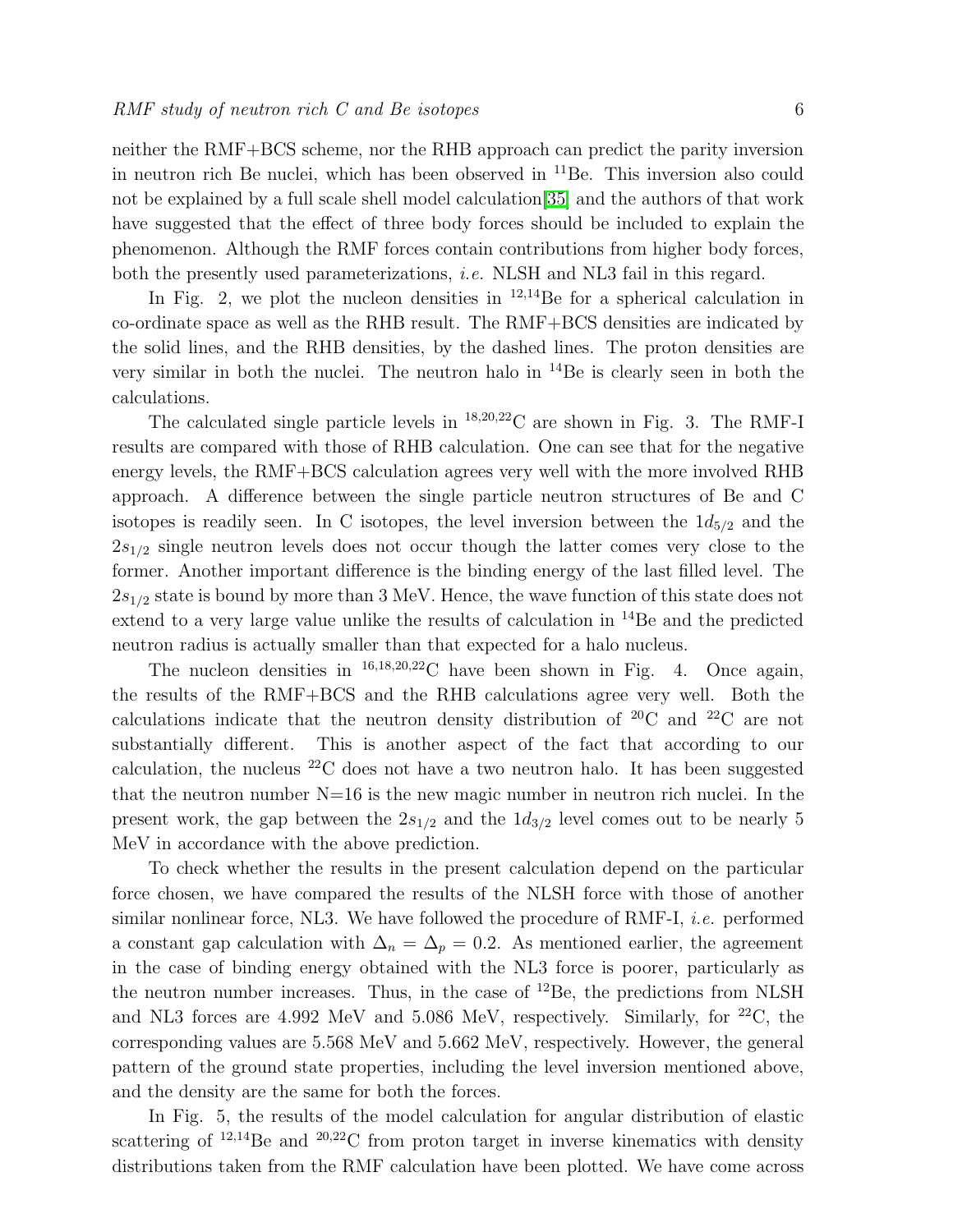neither the RMF+BCS scheme, nor the RHB approach can predict the parity inversion in neutron rich Be nuclei, which has been observed in $^{11}$Be. This inversion also could not be explained by a full scale shell model calculation[35] and the authors of that work have suggested that the effect of three body forces should be included to explain the phenomenon. Although the RMF forces contain contributions from higher body forces, both the presently used parameterizations, *i.e.* NLSH and NL3 fail in this regard.

In Fig. 2, we plot the nucleon densities in $^{12,14}$Be for a spherical calculation in co-ordinate space as well as the RHB result. The RMF+BCS densities are indicated by the solid lines, and the RHB densities, by the dashed lines. The proton densities are very similar in both the nuclei. The neutron halo in $^{14}$Be is clearly seen in both the calculations.

The calculated single particle levels in $^{18,20,22}$C are shown in Fig. 3. The RMF-I results are compared with those of RHB calculation. One can see that for the negative energy levels, the RMF+BCS calculation agrees very well with the more involved RHB approach. A difference between the single particle neutron structures of Be and C isotopes is readily seen. In C isotopes, the level inversion between the $1d_{5/2}$ and the $2s_{1/2}$ single neutron levels does not occur though the latter comes very close to the former. Another important difference is the binding energy of the last filled level. The $2s_{1/2}$ state is bound by more than 3 MeV. Hence, the wave function of this state does not extend to a very large value unlike the results of calculation in $^{14}$Be and the predicted neutron radius is actually smaller than that expected for a halo nucleus.

The nucleon densities in $^{16,18,20,22}$C have been shown in Fig. 4. Once again, the results of the RMF+BCS and the RHB calculations agree very well. Both the calculations indicate that the neutron density distribution of $^{20}$C and $^{22}$C are not substantially different. This is another aspect of the fact that according to our calculation, the nucleus $^{22}$C does not have a two neutron halo. It has been suggested that the neutron number N=16 is the new magic number in neutron rich nuclei. In the present work, the gap between the $2s_{1/2}$ and the $1d_{3/2}$ level comes out to be nearly 5 MeV in accordance with the above prediction.

To check whether the results in the present calculation depend on the particular force chosen, we have compared the results of the NLSH force with those of another similar nonlinear force, NL3. We have followed the procedure of RMF-I, *i.e.* performed a constant gap calculation with $\Delta_n = \Delta_p = 0.2$. As mentioned earlier, the agreement in the case of binding energy obtained with the NL3 force is poorer, particularly as the neutron number increases. Thus, in the case of $^{12}$Be, the predictions from NLSH and NL3 forces are 4.992 MeV and 5.086 MeV, respectively. Similarly, for $^{22}$C, the corresponding values are 5.568 MeV and 5.662 MeV, respectively. However, the general pattern of the ground state properties, including the level inversion mentioned above, and the density are the same for both the forces.

In Fig. 5, the results of the model calculation for angular distribution of elastic scattering of $^{12,14}$Be and $^{20,22}$C from proton target in inverse kinematics with density distributions taken from the RMF calculation have been plotted. We have come across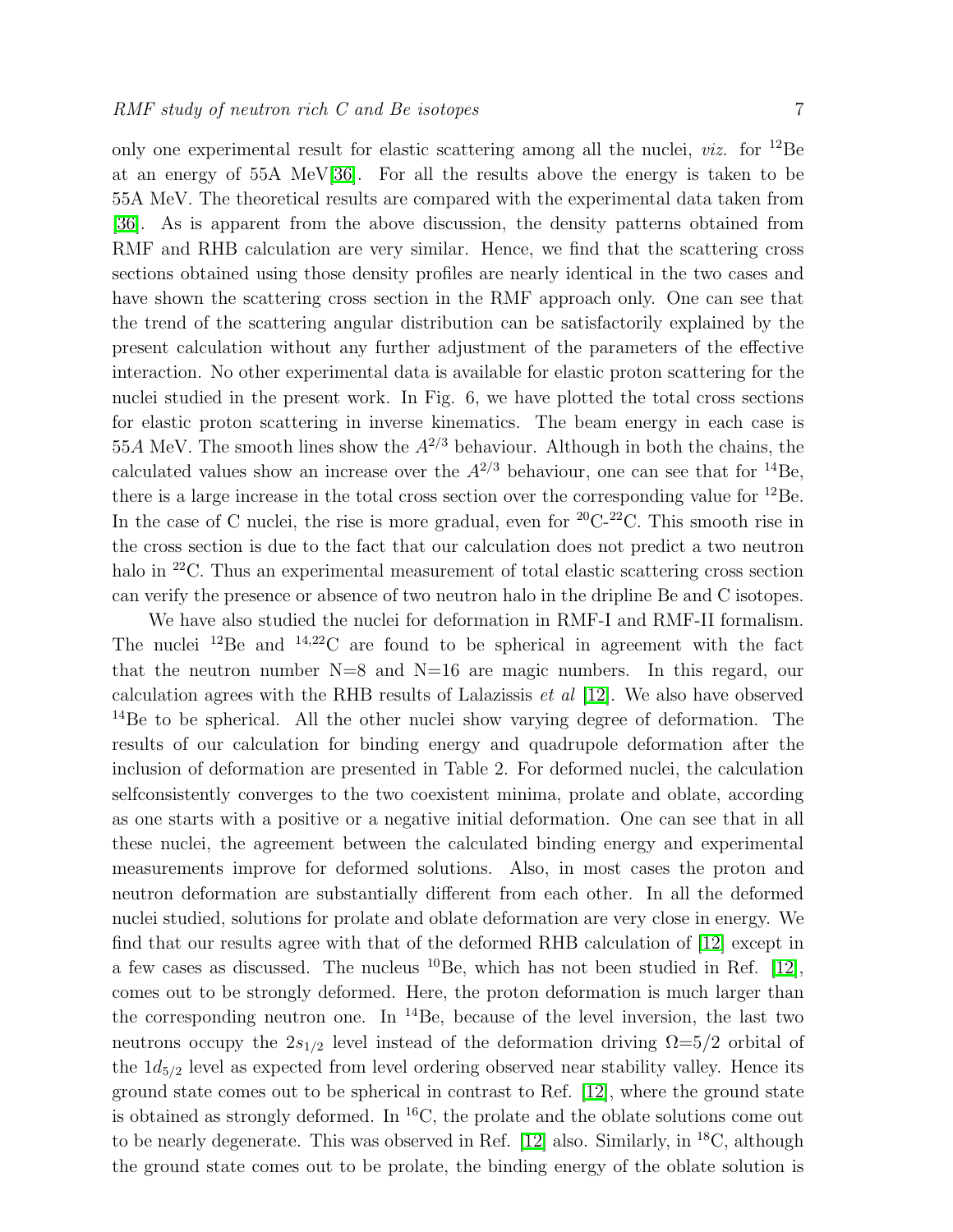only one experimental result for elastic scattering among all the nuclei, *viz.* for $^{12}$Be at an energy of 55A MeV[36]. For all the results above the energy is taken to be 55A MeV. The theoretical results are compared with the experimental data taken from [36]. As is apparent from the above discussion, the density patterns obtained from RMF and RHB calculation are very similar. Hence, we find that the scattering cross sections obtained using those density profiles are nearly identical in the two cases and have shown the scattering cross section in the RMF approach only. One can see that the trend of the scattering angular distribution can be satisfactorily explained by the present calculation without any further adjustment of the parameters of the effective interaction. No other experimental data is available for elastic proton scattering for the nuclei studied in the present work. In Fig. 6, we have plotted the total cross sections for elastic proton scattering in inverse kinematics. The beam energy in each case is $55A$ MeV. The smooth lines show the $A^{2/3}$ behaviour. Although in both the chains, the calculated values show an increase over the $A^{2/3}$ behaviour, one can see that for $^{14}$Be, there is a large increase in the total cross section over the corresponding value for $^{12}$Be. In the case of C nuclei, the rise is more gradual, even for $^{20}$C-$^{22}$C. This smooth rise in the cross section is due to the fact that our calculation does not predict a two neutron halo in $^{22}$C. Thus an experimental measurement of total elastic scattering cross section can verify the presence or absence of two neutron halo in the dripline Be and C isotopes.

We have also studied the nuclei for deformation in RMF-I and RMF-II formalism. The nuclei $^{12}$Be and $^{14,22}$C are found to be spherical in agreement with the fact that the neutron number N=8 and N=16 are magic numbers. In this regard, our calculation agrees with the RHB results of Lalazissis *et al* [12]. We also have observed $^{14}$Be to be spherical. All the other nuclei show varying degree of deformation. The results of our calculation for binding energy and quadrupole deformation after the inclusion of deformation are presented in Table 2. For deformed nuclei, the calculation selfconsistently converges to the two coexistent minima, prolate and oblate, according as one starts with a positive or a negative initial deformation. One can see that in all these nuclei, the agreement between the calculated binding energy and experimental measurements improve for deformed solutions. Also, in most cases the proton and neutron deformation are substantially different from each other. In all the deformed nuclei studied, solutions for prolate and oblate deformation are very close in energy. We find that our results agree with that of the deformed RHB calculation of [12] except in a few cases as discussed. The nucleus $^{10}$Be, which has not been studied in Ref. [12], comes out to be strongly deformed. Here, the proton deformation is much larger than the corresponding neutron one. In $^{14}$Be, because of the level inversion, the last two neutrons occupy the $2s_{1/2}$ level instead of the deformation driving $\Omega$=5/2 orbital of the $1d_{5/2}$ level as expected from level ordering observed near stability valley. Hence its ground state comes out to be spherical in contrast to Ref. [12], where the ground state is obtained as strongly deformed. In $^{16}$C, the prolate and the oblate solutions come out to be nearly degenerate. This was observed in Ref. [12] also. Similarly, in $^{18}$C, although the ground state comes out to be prolate, the binding energy of the oblate solution is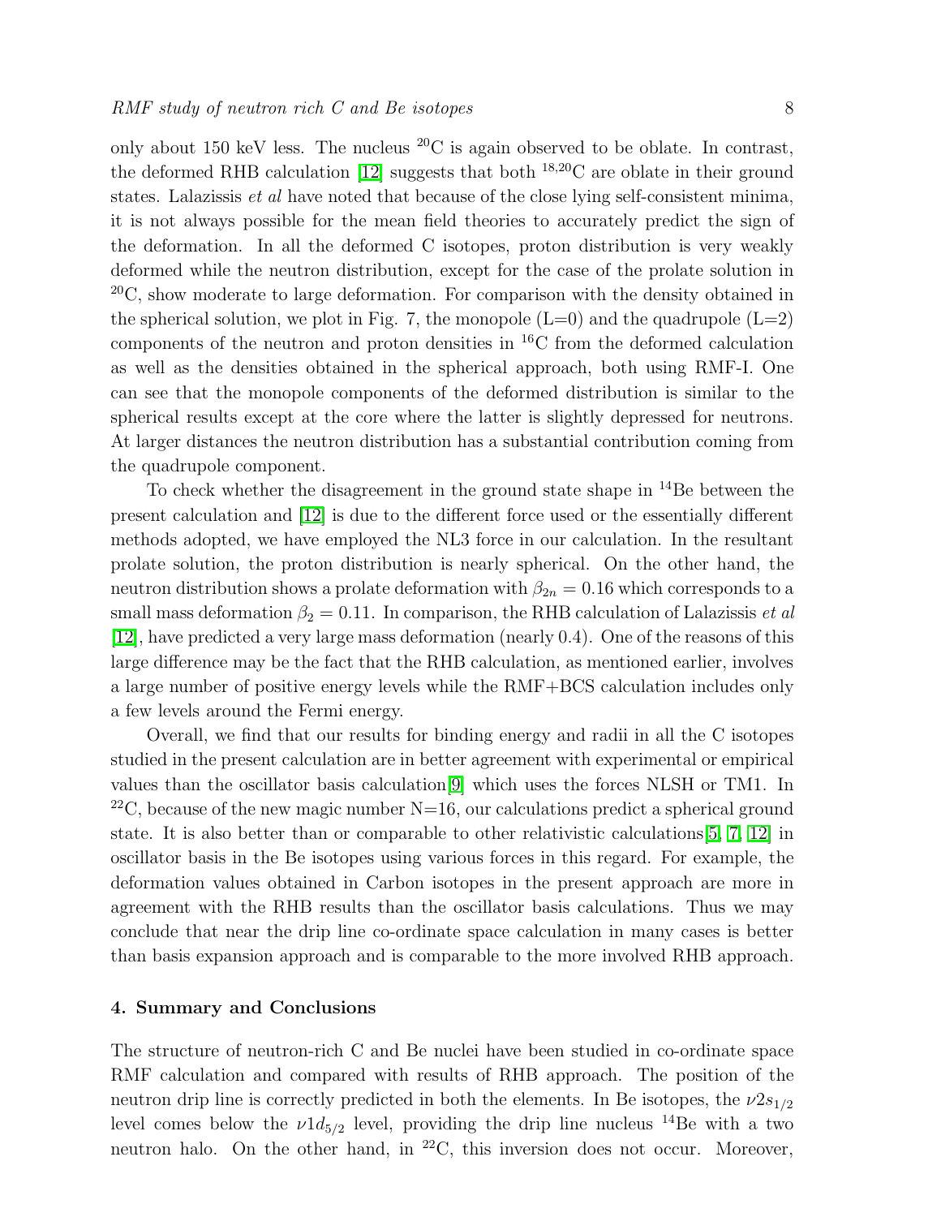only about 150 keV less. The nucleus $^{20}$C is again observed to be oblate. In contrast, the deformed RHB calculation [12] suggests that both $^{18,20}$C are oblate in their ground states. Lalazissis *et al* have noted that because of the close lying self-consistent minima, it is not always possible for the mean field theories to accurately predict the sign of the deformation. In all the deformed C isotopes, proton distribution is very weakly deformed while the neutron distribution, except for the case of the prolate solution in $^{20}$C, show moderate to large deformation. For comparison with the density obtained in the spherical solution, we plot in Fig. 7, the monopole (L=0) and the quadrupole (L=2) components of the neutron and proton densities in $^{16}$C from the deformed calculation as well as the densities obtained in the spherical approach, both using RMF-I. One can see that the monopole components of the deformed distribution is similar to the spherical results except at the core where the latter is slightly depressed for neutrons. At larger distances the neutron distribution has a substantial contribution coming from the quadrupole component.

To check whether the disagreement in the ground state shape in $^{14}$Be between the present calculation and [12] is due to the different force used or the essentially different methods adopted, we have employed the NL3 force in our calculation. In the resultant prolate solution, the proton distribution is nearly spherical. On the other hand, the neutron distribution shows a prolate deformation with $\beta_{2n} = 0.16$ which corresponds to a small mass deformation $\beta_2 = 0.11$. In comparison, the RHB calculation of Lalazissis *et al* [12], have predicted a very large mass deformation (nearly 0.4). One of the reasons of this large difference may be the fact that the RHB calculation, as mentioned earlier, involves a large number of positive energy levels while the RMF+BCS calculation includes only a few levels around the Fermi energy.

Overall, we find that our results for binding energy and radii in all the C isotopes studied in the present calculation are in better agreement with experimental or empirical values than the oscillator basis calculation[9] which uses the forces NLSH or TM1. In $^{22}$C, because of the new magic number N=16, our calculations predict a spherical ground state. It is also better than or comparable to other relativistic calculations[5, 7, 12] in oscillator basis in the Be isotopes using various forces in this regard. For example, the deformation values obtained in Carbon isotopes in the present approach are more in agreement with the RHB results than the oscillator basis calculations. Thus we may conclude that near the drip line co-ordinate space calculation in many cases is better than basis expansion approach and is comparable to the more involved RHB approach.

## 4. Summary and Conclusions

The structure of neutron-rich C and Be nuclei have been studied in co-ordinate space RMF calculation and compared with results of RHB approach. The position of the neutron drip line is correctly predicted in both the elements. In Be isotopes, the $\nu 2s_{1/2}$ level comes below the $\nu 1d_{5/2}$ level, providing the drip line nucleus $^{14}$Be with a two neutron halo. On the other hand, in $^{22}$C, this inversion does not occur. Moreover,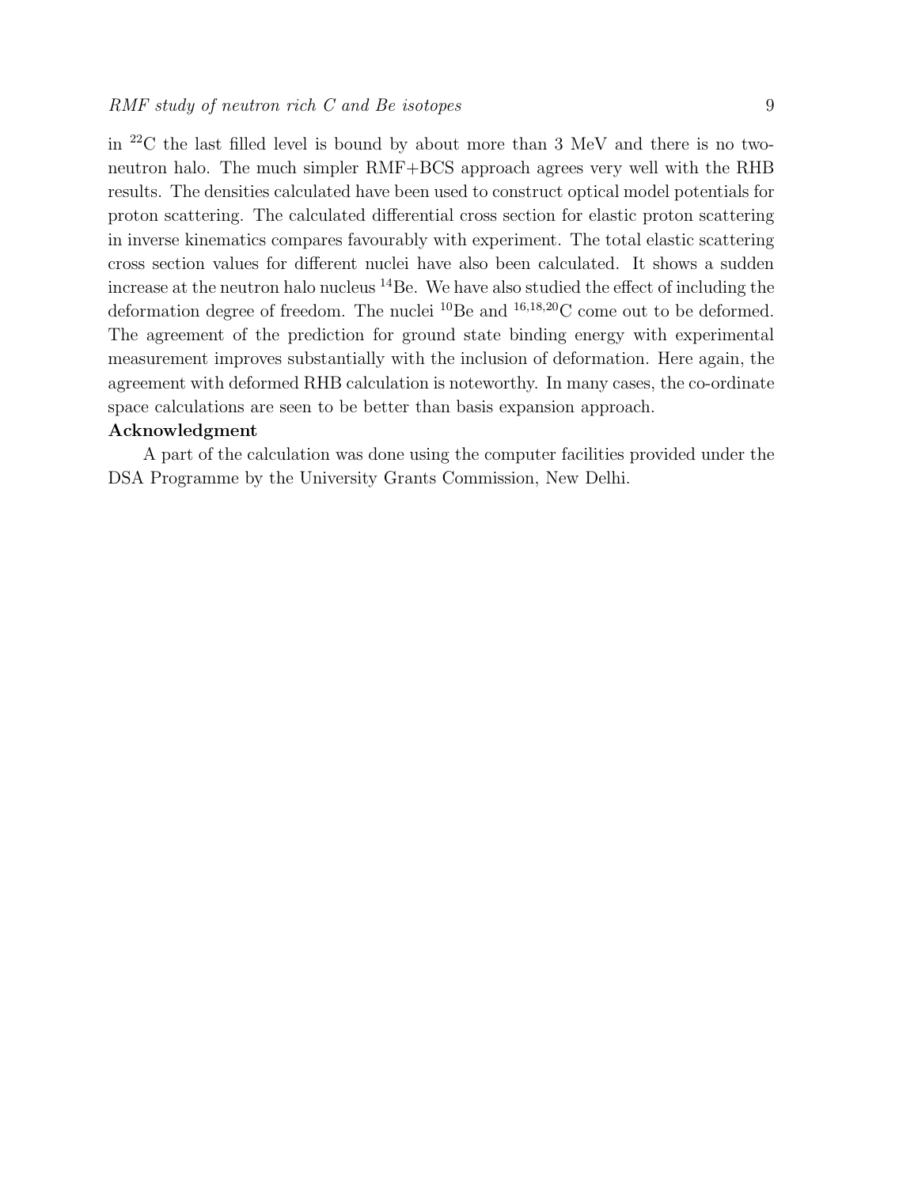in $^{22}$C the last filled level is bound by about more than 3 MeV and there is no two-neutron halo. The much simpler RMF+BCS approach agrees very well with the RHB results. The densities calculated have been used to construct optical model potentials for proton scattering. The calculated differential cross section for elastic proton scattering in inverse kinematics compares favourably with experiment. The total elastic scattering cross section values for different nuclei have also been calculated. It shows a sudden increase at the neutron halo nucleus $^{14}$Be. We have also studied the effect of including the deformation degree of freedom. The nuclei $^{10}$Be and $^{16,18,20}$C come out to be deformed. The agreement of the prediction for ground state binding energy with experimental measurement improves substantially with the inclusion of deformation. Here again, the agreement with deformed RHB calculation is noteworthy. In many cases, the co-ordinate space calculations are seen to be better than basis expansion approach.

**Acknowledgment**

A part of the calculation was done using the computer facilities provided under the DSA Programme by the University Grants Commission, New Delhi.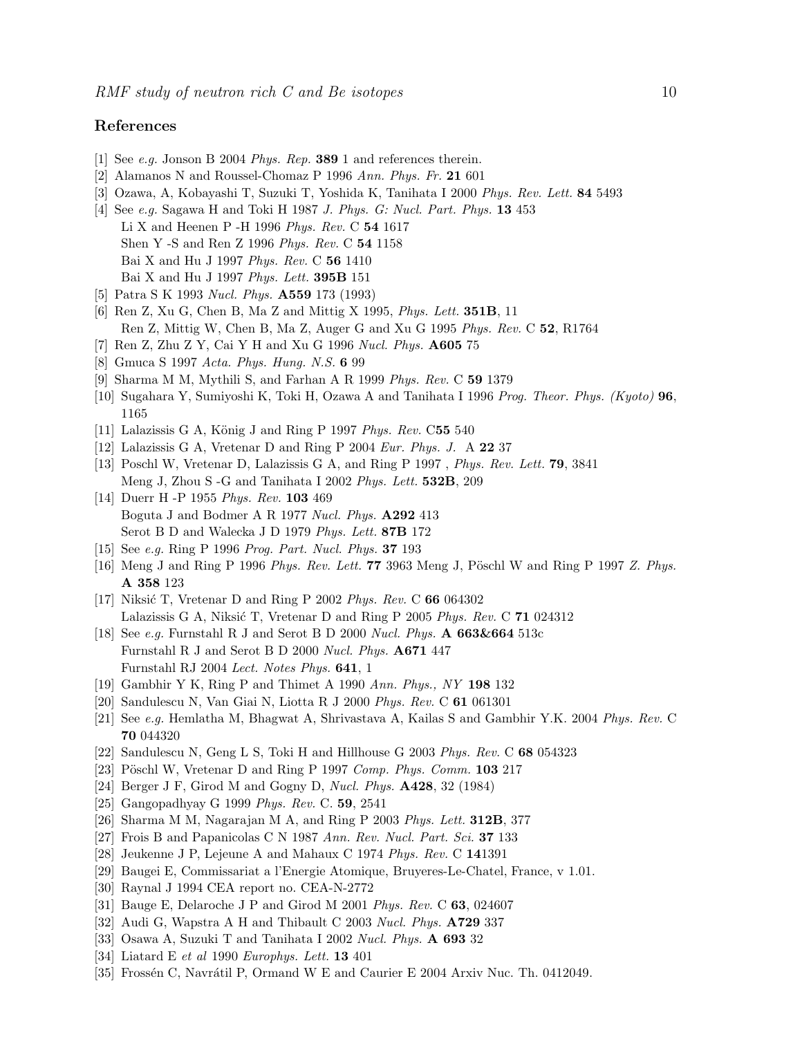## References

[1] See *e.g.* Jonson B 2004 *Phys. Rep.* **389** 1 and references therein.

[2] Alamanos N and Roussel-Chomaz P 1996 *Ann. Phys. Fr.* **21** 601

[3] Ozawa, A, Kobayashi T, Suzuki T, Yoshida K, Tanihata I 2000 *Phys. Rev. Lett.* **84** 5493

[4] See *e.g.* Sagawa H and Toki H 1987 *J. Phys. G: Nucl. Part. Phys.* **13** 453
Li X and Heenen P -H 1996 *Phys. Rev.* C **54** 1617
Shen Y -S and Ren Z 1996 *Phys. Rev.* C **54** 1158
Bai X and Hu J 1997 *Phys. Rev.* C **56** 1410
Bai X and Hu J 1997 *Phys. Lett.* **395B** 151

[5] Patra S K 1993 *Nucl. Phys.* **A559** 173 (1993)

[6] Ren Z, Xu G, Chen B, Ma Z and Mittig X 1995, *Phys. Lett.* **351B**, 11
Ren Z, Mittig W, Chen B, Ma Z, Auger G and Xu G 1995 *Phys. Rev.* C **52**, R1764

[7] Ren Z, Zhu Z Y, Cai Y H and Xu G 1996 *Nucl. Phys.* **A605** 75

[8] Gmuca S 1997 *Acta. Phys. Hung. N.S.* **6** 99

[9] Sharma M M, Mythili S, and Farhan A R 1999 *Phys. Rev.* C **59** 1379

[10] Sugahara Y, Sumiyoshi K, Toki H, Ozawa A and Tanihata I 1996 *Prog. Theor. Phys. (Kyoto)* **96**, 1165

[11] Lalazissis G A, König J and Ring P 1997 *Phys. Rev.* C**55** 540

[12] Lalazissis G A, Vretenar D and Ring P 2004 *Eur. Phys. J.* A **22** 37

[13] Poschl W, Vretenar D, Lalazissis G A, and Ring P 1997 , *Phys. Rev. Lett.* **79**, 3841
Meng J, Zhou S -G and Tanihata I 2002 *Phys. Lett.* **532B**, 209

[14] Duerr H -P 1955 *Phys. Rev.* **103** 469
Boguta J and Bodmer A R 1977 *Nucl. Phys.* **A292** 413
Serot B D and Walecka J D 1979 *Phys. Lett.* **87B** 172

[15] See *e.g.* Ring P 1996 *Prog. Part. Nucl. Phys.* **37** 193

[16] Meng J and Ring P 1996 *Phys. Rev. Lett.* **77** 3963 Meng J, Pöschl W and Ring P 1997 *Z. Phys.* **A 358** 123

[17] Nikšić T, Vretenar D and Ring P 2002 *Phys. Rev.* C **66** 064302
Lalazissis G A, Nikšić T, Vretenar D and Ring P 2005 *Phys. Rev.* C **71** 024312

[18] See *e.g.* Furnstahl R J and Serot B D 2000 *Nucl. Phys.* **A 663&664** 513c
Furnstahl R J and Serot B D 2000 *Nucl. Phys.* **A671** 447
Furnstahl RJ 2004 *Lect. Notes Phys.* **641**, 1

[19] Gambhir Y K, Ring P and Thimet A 1990 *Ann. Phys., NY* **198** 132

[20] Sandulescu N, Van Giai N, Liotta R J 2000 *Phys. Rev.* C **61** 061301

[21] See *e.g.* Hemlatha M, Bhagwat A, Shrivastava A, Kailas S and Gambhir Y.K. 2004 *Phys. Rev.* C **70** 044320

[22] Sandulescu N, Geng L S, Toki H and Hillhouse G 2003 *Phys. Rev.* C **68** 054323

[23] Pöschl W, Vretenar D and Ring P 1997 *Comp. Phys. Comm.* **103** 217

[24] Berger J F, Girod M and Gogny D, *Nucl. Phys.* **A428**, 32 (1984)

[25] Gangopadhyay G 1999 *Phys. Rev.* C. **59**, 2541

[26] Sharma M M, Nagarajan M A, and Ring P 2003 *Phys. Lett.* **312B**, 377

[27] Frois B and Papanicolas C N 1987 *Ann. Rev. Nucl. Part. Sci.* **37** 133

[28] Jeukenne J P, Lejeune A and Mahaux C 1974 *Phys. Rev.* C **14**1391

[29] Baugei E, Commissariat a l'Energie Atomique, Bruyeres-Le-Chatel, France, v 1.01.

[30] Raynal J 1994 CEA report no. CEA-N-2772

[31] Bauge E, Delaroche J P and Girod M 2001 *Phys. Rev.* C **63**, 024607

[32] Audi G, Wapstra A H and Thibault C 2003 *Nucl. Phys.* **A729** 337

[33] Osawa A, Suzuki T and Tanihata I 2002 *Nucl. Phys.* **A 693** 32

[34] Liatard E *et al* 1990 *Europhys. Lett.* **13** 401

[35] Frossén C, Navrátil P, Ormand W E and Caurier E 2004 Arxiv Nuc. Th. 0412049.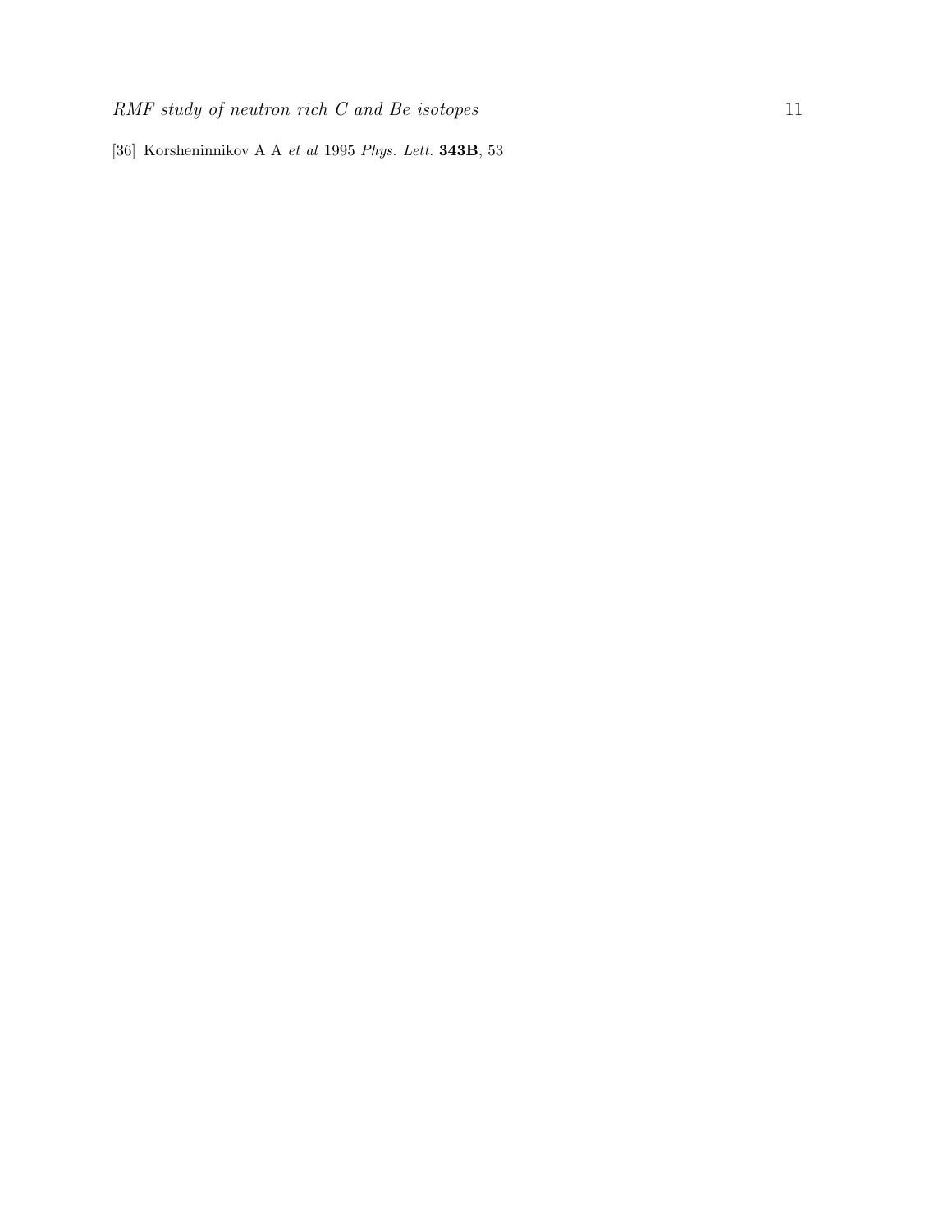[36] Korsheninnikov A A *et al* 1995 *Phys. Lett.* **343B**, 53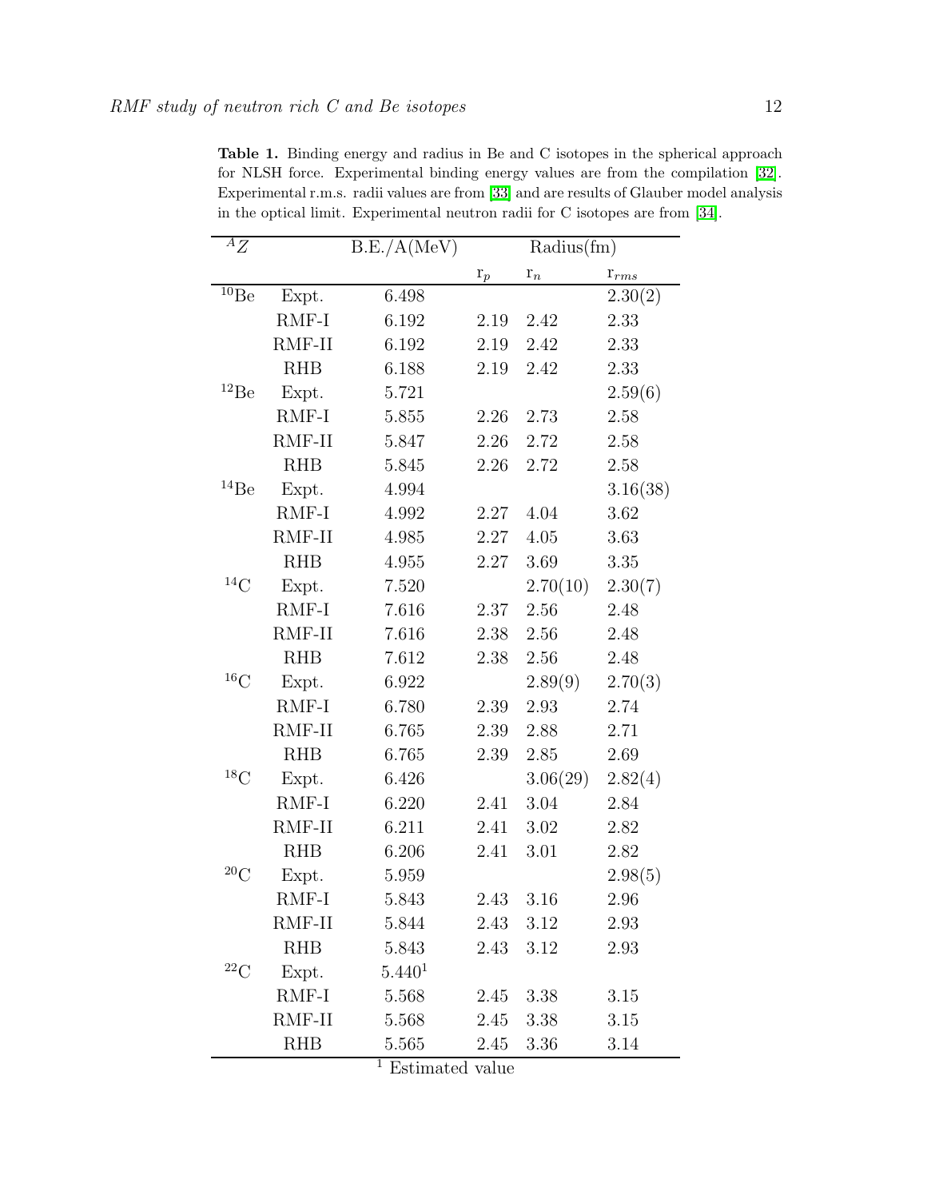**Table 1.** Binding energy and radius in Be and C isotopes in the spherical approach for NLSH force. Experimental binding energy values are from the compilation [32]. Experimental r.m.s. radii values are from [33] and are results of Glauber model analysis in the optical limit. Experimental neutron radii for C isotopes are from [34].

| $^{A}Z$ | | B.E./A(MeV) | Radius(fm) | | |
|---|---|---|---|---|---|
| | | | $r_p$ | $r_n$ | $r_{rms}$ |
| $^{10}$Be | Expt. | 6.498 | | | 2.30(2) |
| | RMF-I | 6.192 | 2.19 | 2.42 | 2.33 |
| | RMF-II | 6.192 | 2.19 | 2.42 | 2.33 |
| | RHB | 6.188 | 2.19 | 2.42 | 2.33 |
| $^{12}$Be | Expt. | 5.721 | | | 2.59(6) |
| | RMF-I | 5.855 | 2.26 | 2.73 | 2.58 |
| | RMF-II | 5.847 | 2.26 | 2.72 | 2.58 |
| | RHB | 5.845 | 2.26 | 2.72 | 2.58 |
| $^{14}$Be | Expt. | 4.994 | | | 3.16(38) |
| | RMF-I | 4.992 | 2.27 | 4.04 | 3.62 |
| | RMF-II | 4.985 | 2.27 | 4.05 | 3.63 |
| | RHB | 4.955 | 2.27 | 3.69 | 3.35 |
| $^{14}$C | Expt. | 7.520 | | 2.70(10) | 2.30(7) |
| | RMF-I | 7.616 | 2.37 | 2.56 | 2.48 |
| | RMF-II | 7.616 | 2.38 | 2.56 | 2.48 |
| | RHB | 7.612 | 2.38 | 2.56 | 2.48 |
| $^{16}$C | Expt. | 6.922 | | 2.89(9) | 2.70(3) |
| | RMF-I | 6.780 | 2.39 | 2.93 | 2.74 |
| | RMF-II | 6.765 | 2.39 | 2.88 | 2.71 |
| | RHB | 6.765 | 2.39 | 2.85 | 2.69 |
| $^{18}$C | Expt. | 6.426 | | 3.06(29) | 2.82(4) |
| | RMF-I | 6.220 | 2.41 | 3.04 | 2.84 |
| | RMF-II | 6.211 | 2.41 | 3.02 | 2.82 |
| | RHB | 6.206 | 2.41 | 3.01 | 2.82 |
| $^{20}$C | Expt. | 5.959 | | | 2.98(5) |
| | RMF-I | 5.843 | 2.43 | 3.16 | 2.96 |
| | RMF-II | 5.844 | 2.43 | 3.12 | 2.93 |
| | RHB | 5.843 | 2.43 | 3.12 | 2.93 |
| $^{22}$C | Expt. | 5.440[1] | | | |
| | RMF-I | 5.568 | 2.45 | 3.38 | 3.15 |
| | RMF-II | 5.568 | 2.45 | 3.38 | 3.15 |
| | RHB | 5.565 | 2.45 | 3.36 | 3.14 |

[1] Estimated value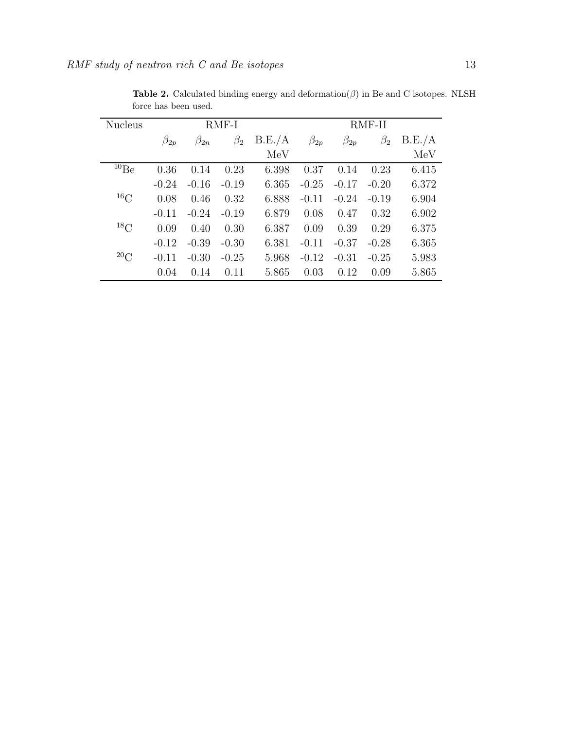**Table 2.** Calculated binding energy and deformation($\beta$) in Be and C isotopes. NLSH force has been used.

| Nucleus | RMF-I | | | | RMF-II | | | |
|---|---|---|---|---|---|---|---|---|
| | $\beta_{2p}$ | $\beta_{2n}$ | $\beta_2$ | B.E./A MeV | $\beta_{2p}$ | $\beta_{2p}$ | $\beta_2$ | B.E./A MeV |
| $^{10}$Be | 0.36 | 0.14 | 0.23 | 6.398 | 0.37 | 0.14 | 0.23 | 6.415 |
| | -0.24 | -0.16 | -0.19 | 6.365 | -0.25 | -0.17 | -0.20 | 6.372 |
| $^{16}$C | 0.08 | 0.46 | 0.32 | 6.888 | -0.11 | -0.24 | -0.19 | 6.904 |
| | -0.11 | -0.24 | -0.19 | 6.879 | 0.08 | 0.47 | 0.32 | 6.902 |
| $^{18}$C | 0.09 | 0.40 | 0.30 | 6.387 | 0.09 | 0.39 | 0.29 | 6.375 |
| | -0.12 | -0.39 | -0.30 | 6.381 | -0.11 | -0.37 | -0.28 | 6.365 |
| $^{20}$C | -0.11 | -0.30 | -0.25 | 5.968 | -0.12 | -0.31 | -0.25 | 5.983 |
| | 0.04 | 0.14 | 0.11 | 5.865 | 0.03 | 0.12 | 0.09 | 5.865 |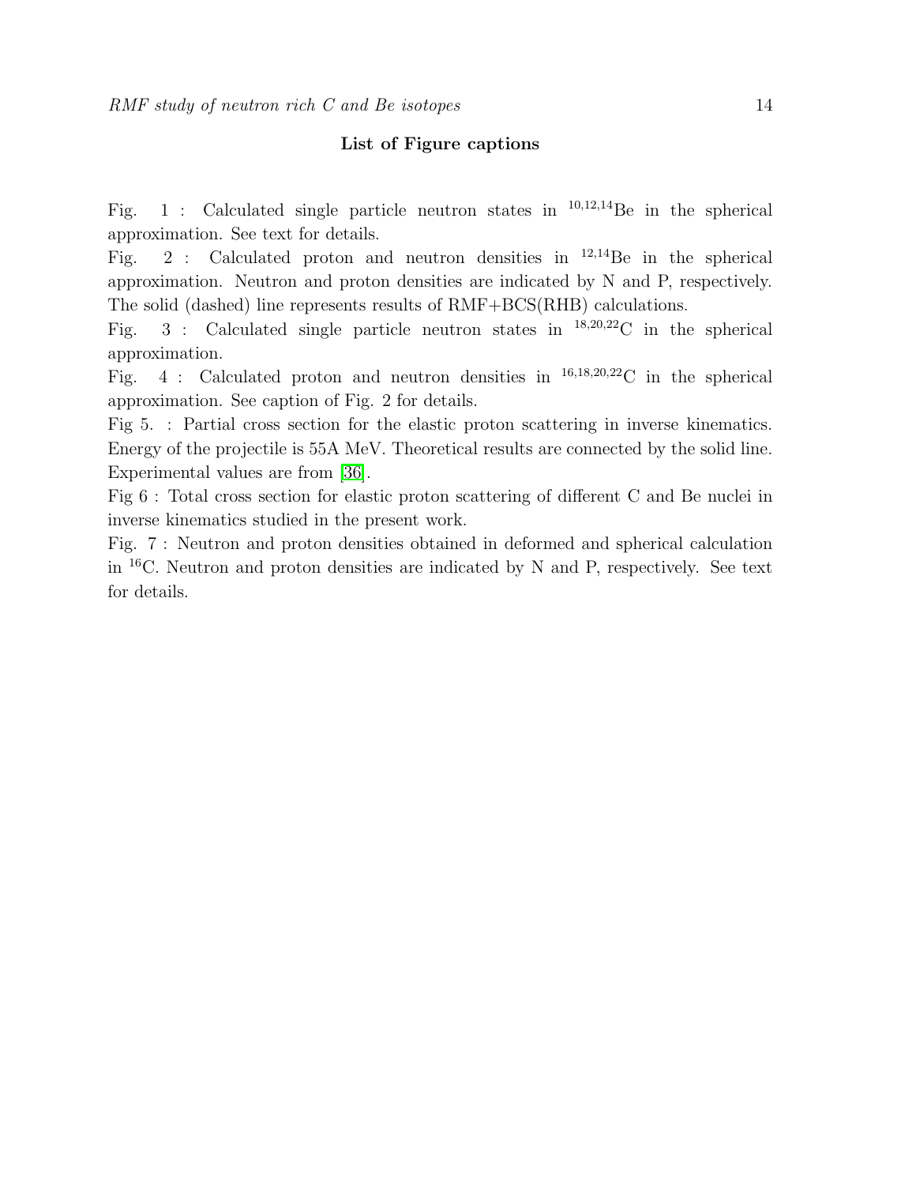## List of Figure captions

Fig. 1 : Calculated single particle neutron states in $^{10,12,14}$Be in the spherical approximation. See text for details.

Fig. 2 : Calculated proton and neutron densities in $^{12,14}$Be in the spherical approximation. Neutron and proton densities are indicated by N and P, respectively. The solid (dashed) line represents results of RMF+BCS(RHB) calculations.

Fig. 3 : Calculated single particle neutron states in $^{18,20,22}$C in the spherical approximation.

Fig. 4 : Calculated proton and neutron densities in $^{16,18,20,22}$C in the spherical approximation. See caption of Fig. 2 for details.

Fig 5. : Partial cross section for the elastic proton scattering in inverse kinematics. Energy of the projectile is 55A MeV. Theoretical results are connected by the solid line. Experimental values are from [36].

Fig 6 : Total cross section for elastic proton scattering of different C and Be nuclei in inverse kinematics studied in the present work.

Fig. 7 : Neutron and proton densities obtained in deformed and spherical calculation in $^{16}$C. Neutron and proton densities are indicated by N and P, respectively. See text for details.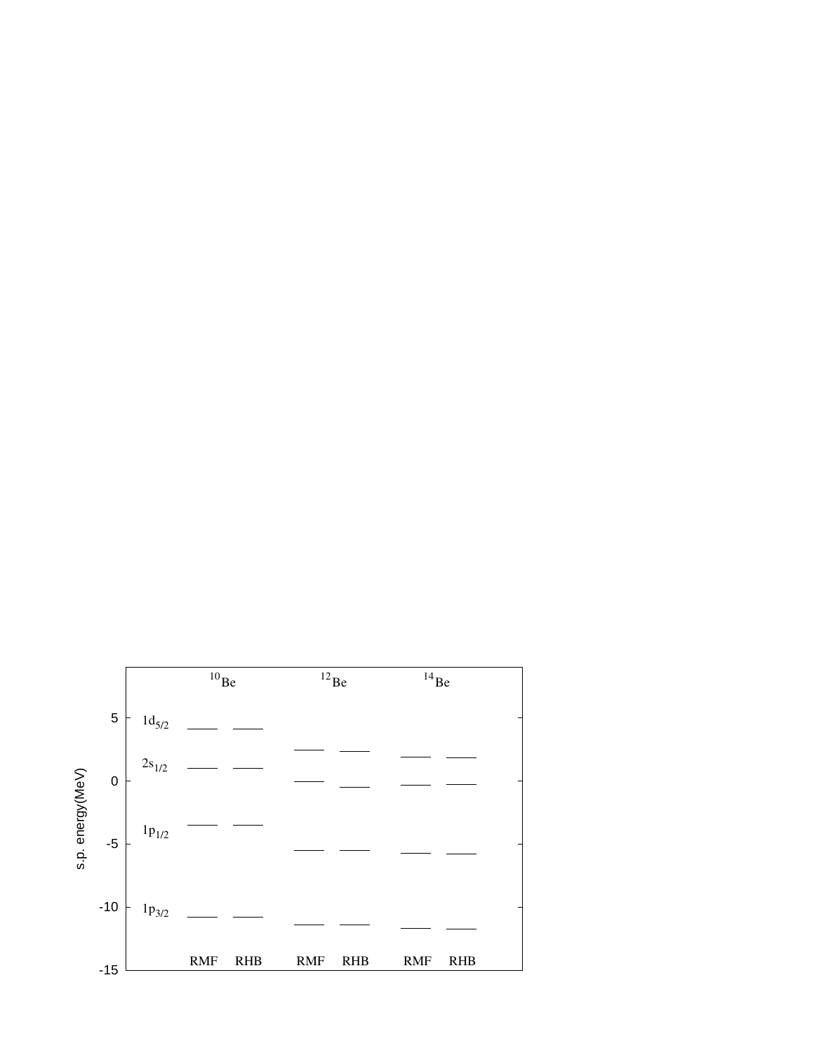$^{10}$Be $^{12}$Be $^{14}$Be

$1d_{5/2}$

$2s_{1/2}$

$1p_{1/2}$

$1p_{3/2}$

s.p. energy(MeV)

5, 0, -5, -10, -15

RMF RHB RMF RHB RMF RHB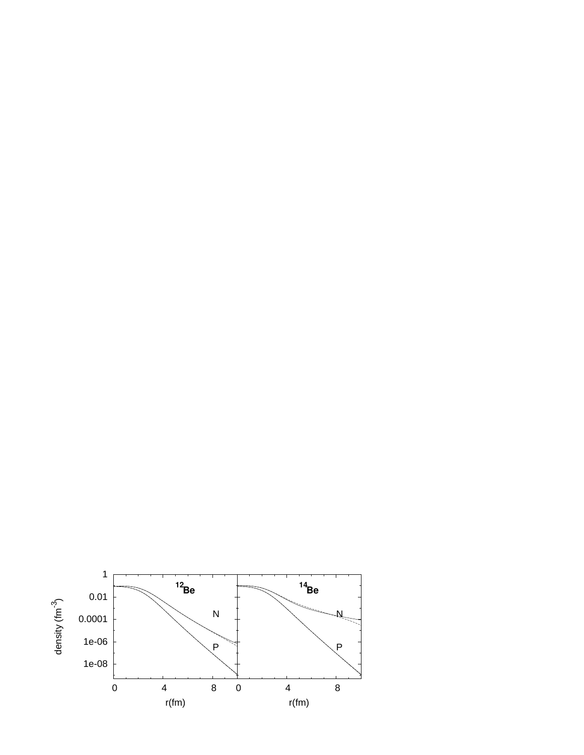$^{12}$Be

$^{14}$Be

density (fm$^{-3}$)

r(fm)

N

P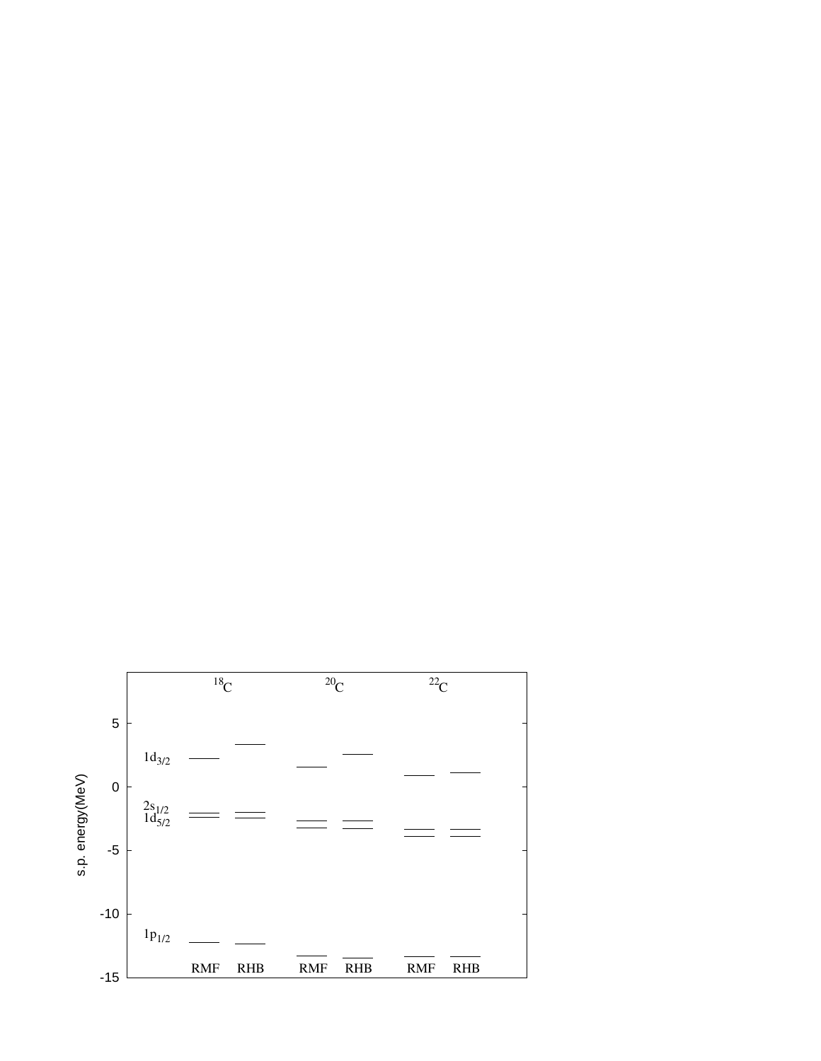$^{18}$C $^{20}$C $^{22}$C

$1d_{3/2}$

$2s_{1/2}$

$1d_{5/2}$

$1p_{1/2}$

s.p. energy(MeV)

RMF RHB RMF RHB RMF RHB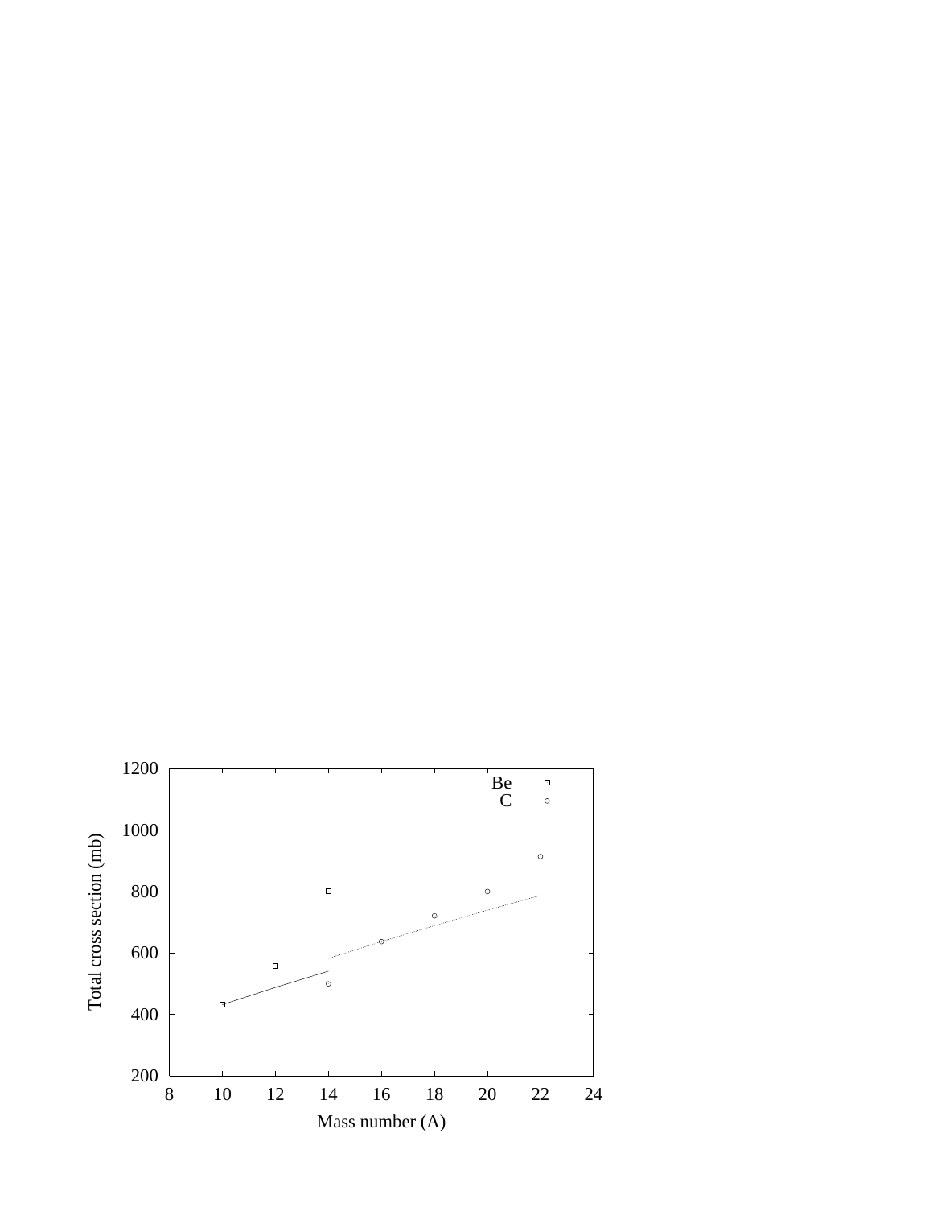Total cross section (mb)

1200
1000
800
600
400
200

Be
C

8 10 12 14 16 18 20 22 24

Mass number (A)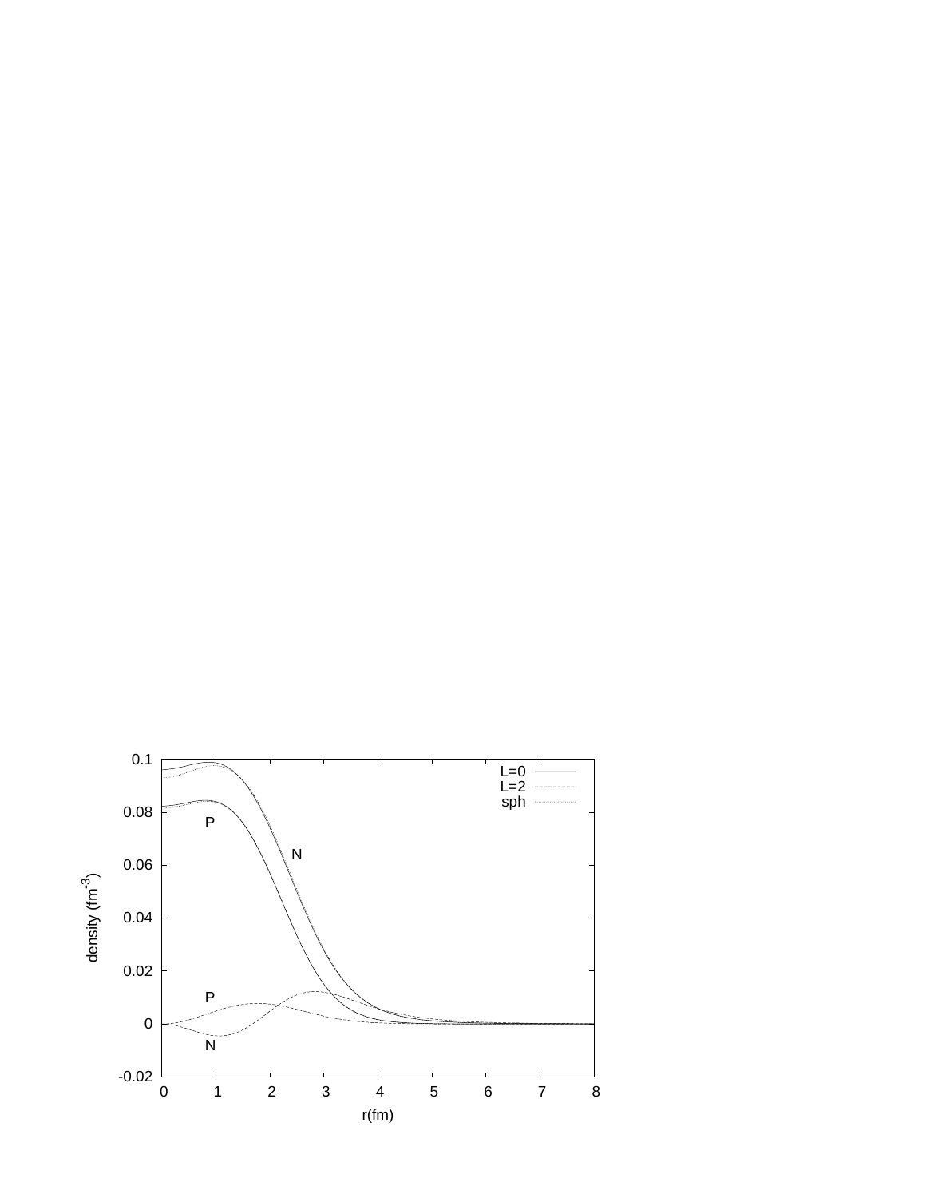0.1
0.08
0.06
0.04
0.02
0
-0.02

density (fm$^{-3}$)

0 1 2 3 4 5 6 7 8

r(fm)

L=0
L=2
sph

P
N
P
N